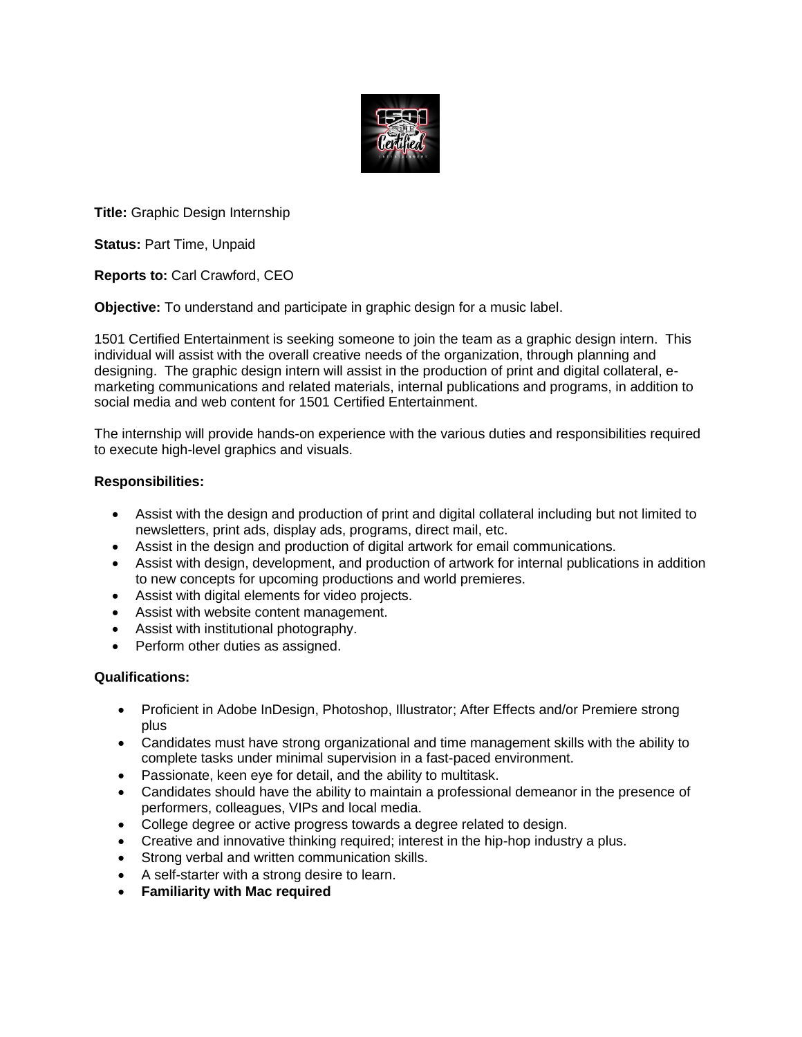**Title:** Graphic Design Internship

**Status:** Part Time, Unpaid

**Reports to:** Carl Crawford, CEO

**Objective:** To understand and participate in graphic design for a music label.

1501 Certified Entertainment is seeking someone to join the team as a graphic design intern. This individual will assist with the overall creative needs of the organization, through planning and designing. The graphic design intern will assist in the production of print and digital collateral, e-marketing communications and related materials, internal publications and programs, in addition to social media and web content for 1501 Certified Entertainment.

The internship will provide hands-on experience with the various duties and responsibilities required to execute high-level graphics and visuals.

**Responsibilities:**

- Assist with the design and production of print and digital collateral including but not limited to newsletters, print ads, display ads, programs, direct mail, etc.
- Assist in the design and production of digital artwork for email communications.
- Assist with design, development, and production of artwork for internal publications in addition to new concepts for upcoming productions and world premieres.
- Assist with digital elements for video projects.
- Assist with website content management.
- Assist with institutional photography.
- Perform other duties as assigned.

**Qualifications:**

- Proficient in Adobe InDesign, Photoshop, Illustrator; After Effects and/or Premiere strong plus
- Candidates must have strong organizational and time management skills with the ability to complete tasks under minimal supervision in a fast-paced environment.
- Passionate, keen eye for detail, and the ability to multitask.
- Candidates should have the ability to maintain a professional demeanor in the presence of performers, colleagues, VIPs and local media.
- College degree or active progress towards a degree related to design.
- Creative and innovative thinking required; interest in the hip-hop industry a plus.
- Strong verbal and written communication skills.
- A self-starter with a strong desire to learn.
- **Familiarity with Mac required**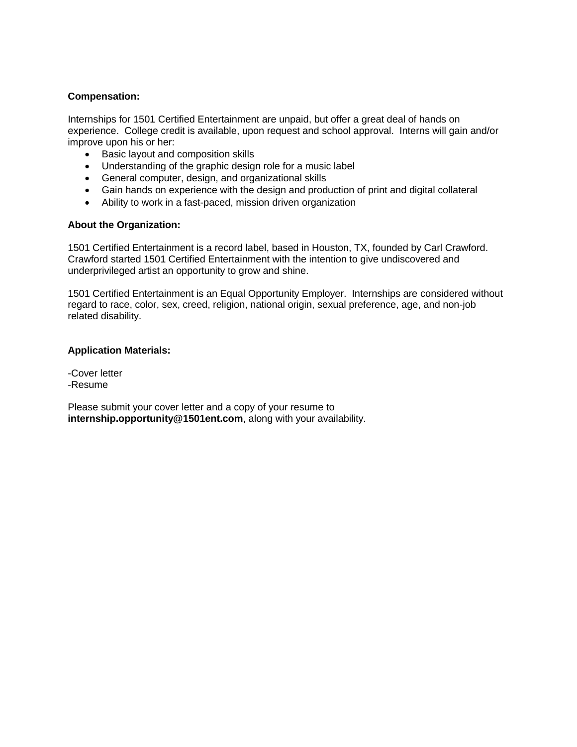**Compensation:**

Internships for 1501 Certified Entertainment are unpaid, but offer a great deal of hands on experience. College credit is available, upon request and school approval. Interns will gain and/or improve upon his or her:

- Basic layout and composition skills
- Understanding of the graphic design role for a music label
- General computer, design, and organizational skills
- Gain hands on experience with the design and production of print and digital collateral
- Ability to work in a fast-paced, mission driven organization

**About the Organization:**

1501 Certified Entertainment is a record label, based in Houston, TX, founded by Carl Crawford. Crawford started 1501 Certified Entertainment with the intention to give undiscovered and underprivileged artist an opportunity to grow and shine.

1501 Certified Entertainment is an Equal Opportunity Employer. Internships are considered without regard to race, color, sex, creed, religion, national origin, sexual preference, age, and non-job related disability.

**Application Materials:**

-Cover letter
-Resume

Please submit your cover letter and a copy of your resume to **internship.opportunity@1501ent.com**, along with your availability.